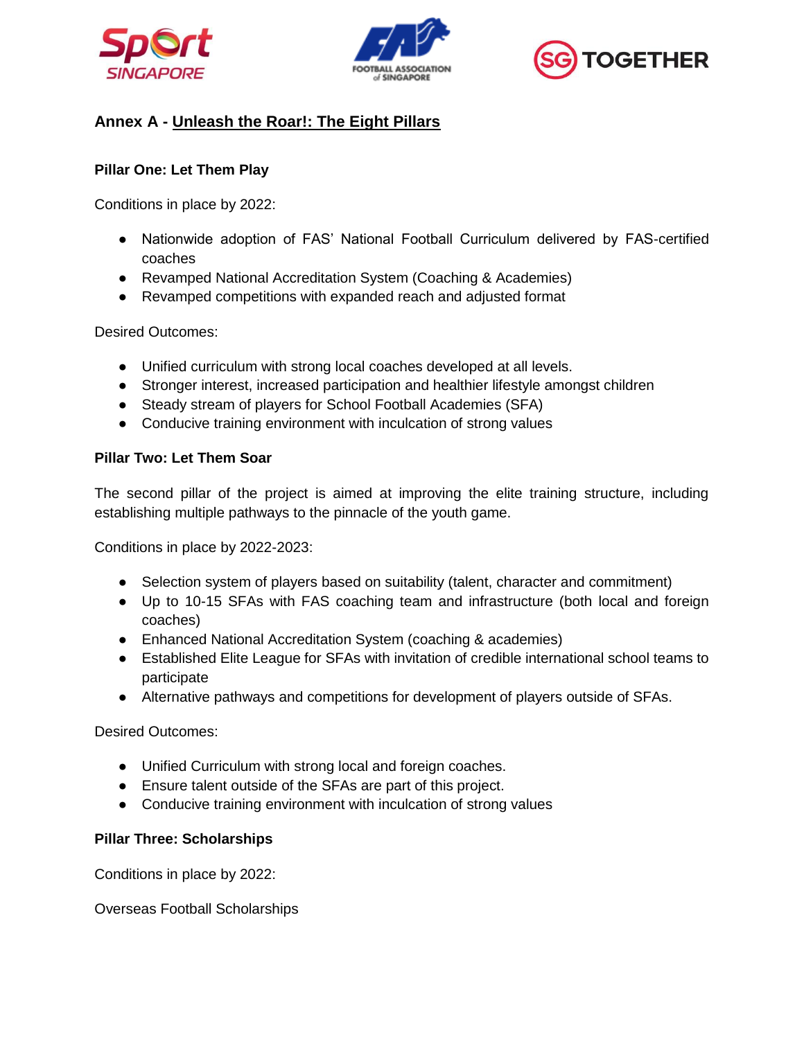## Annex A - Unleash the Roar!: The Eight Pillars

### Pillar One: Let Them Play

Conditions in place by 2022:

- Nationwide adoption of FAS' National Football Curriculum delivered by FAS-certified coaches
- Revamped National Accreditation System (Coaching & Academies)
- Revamped competitions with expanded reach and adjusted format

Desired Outcomes:

- Unified curriculum with strong local coaches developed at all levels.
- Stronger interest, increased participation and healthier lifestyle amongst children
- Steady stream of players for School Football Academies (SFA)
- Conducive training environment with inculcation of strong values

### Pillar Two: Let Them Soar

The second pillar of the project is aimed at improving the elite training structure, including establishing multiple pathways to the pinnacle of the youth game.

Conditions in place by 2022-2023:

- Selection system of players based on suitability (talent, character and commitment)
- Up to 10-15 SFAs with FAS coaching team and infrastructure (both local and foreign coaches)
- Enhanced National Accreditation System (coaching & academies)
- Established Elite League for SFAs with invitation of credible international school teams to participate
- Alternative pathways and competitions for development of players outside of SFAs.

Desired Outcomes:

- Unified Curriculum with strong local and foreign coaches.
- Ensure talent outside of the SFAs are part of this project.
- Conducive training environment with inculcation of strong values

### Pillar Three: Scholarships

Conditions in place by 2022:

Overseas Football Scholarships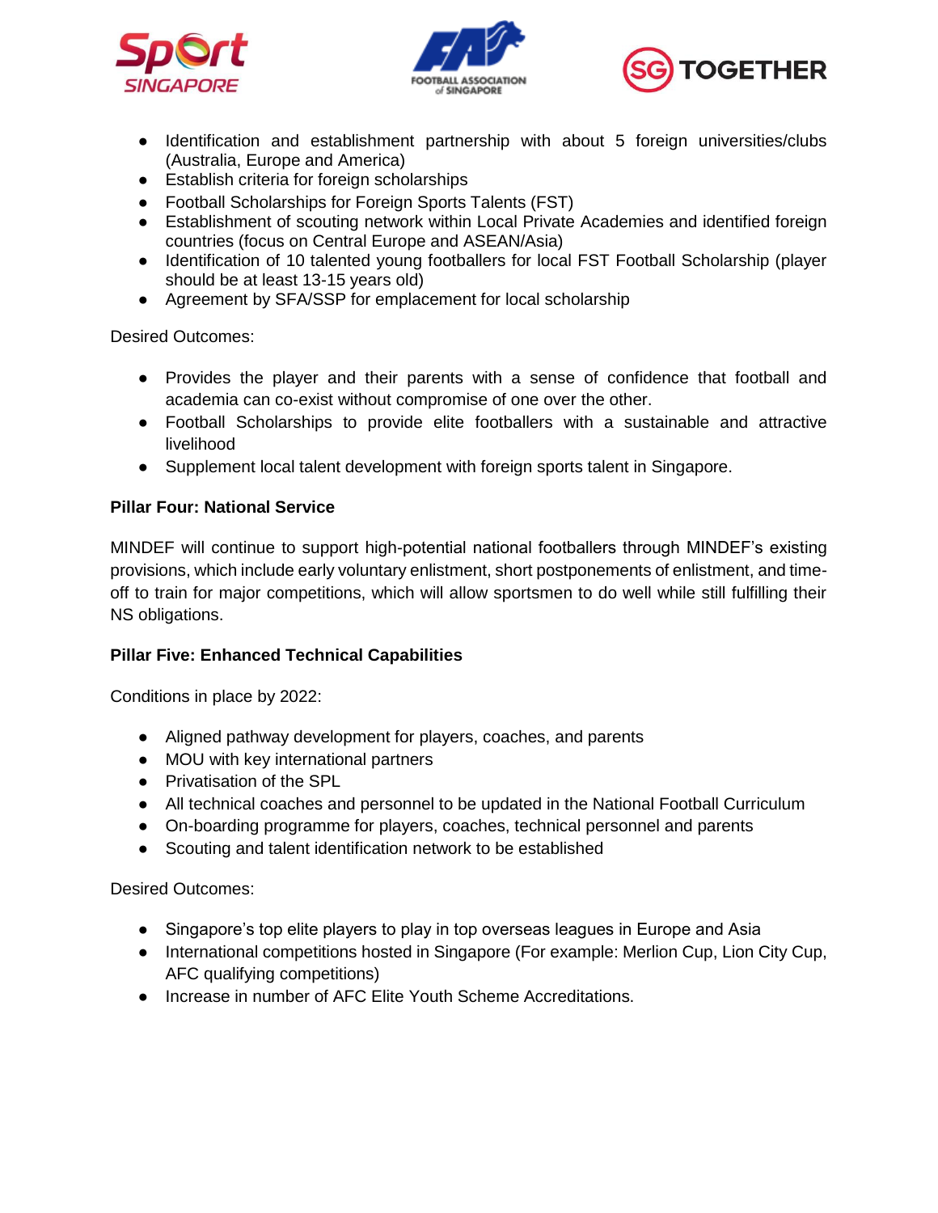- Identification and establishment partnership with about 5 foreign universities/clubs (Australia, Europe and America)
- Establish criteria for foreign scholarships
- Football Scholarships for Foreign Sports Talents (FST)
- Establishment of scouting network within Local Private Academies and identified foreign countries (focus on Central Europe and ASEAN/Asia)
- Identification of 10 talented young footballers for local FST Football Scholarship (player should be at least 13-15 years old)
- Agreement by SFA/SSP for emplacement for local scholarship

Desired Outcomes:

- Provides the player and their parents with a sense of confidence that football and academia can co-exist without compromise of one over the other.
- Football Scholarships to provide elite footballers with a sustainable and attractive livelihood
- Supplement local talent development with foreign sports talent in Singapore.

**Pillar Four: National Service**

MINDEF will continue to support high-potential national footballers through MINDEF's existing provisions, which include early voluntary enlistment, short postponements of enlistment, and time-off to train for major competitions, which will allow sportsmen to do well while still fulfilling their NS obligations.

**Pillar Five: Enhanced Technical Capabilities**

Conditions in place by 2022:

- Aligned pathway development for players, coaches, and parents
- MOU with key international partners
- Privatisation of the SPL
- All technical coaches and personnel to be updated in the National Football Curriculum
- On-boarding programme for players, coaches, technical personnel and parents
- Scouting and talent identification network to be established

Desired Outcomes:

- Singapore's top elite players to play in top overseas leagues in Europe and Asia
- International competitions hosted in Singapore (For example: Merlion Cup, Lion City Cup, AFC qualifying competitions)
- Increase in number of AFC Elite Youth Scheme Accreditations.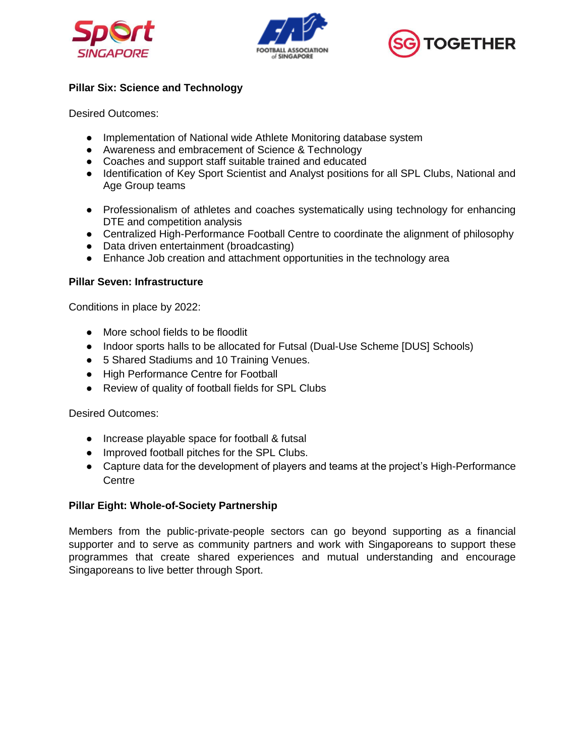**Pillar Six: Science and Technology**

Desired Outcomes:

- Implementation of National wide Athlete Monitoring database system
- Awareness and embracement of Science & Technology
- Coaches and support staff suitable trained and educated
- Identification of Key Sport Scientist and Analyst positions for all SPL Clubs, National and Age Group teams

- Professionalism of athletes and coaches systematically using technology for enhancing DTE and competition analysis
- Centralized High-Performance Football Centre to coordinate the alignment of philosophy
- Data driven entertainment (broadcasting)
- Enhance Job creation and attachment opportunities in the technology area

**Pillar Seven: Infrastructure**

Conditions in place by 2022:

- More school fields to be floodlit
- Indoor sports halls to be allocated for Futsal (Dual-Use Scheme [DUS] Schools)
- 5 Shared Stadiums and 10 Training Venues.
- High Performance Centre for Football
- Review of quality of football fields for SPL Clubs

Desired Outcomes:

- Increase playable space for football & futsal
- Improved football pitches for the SPL Clubs.
- Capture data for the development of players and teams at the project's High-Performance Centre

**Pillar Eight: Whole-of-Society Partnership**

Members from the public-private-people sectors can go beyond supporting as a financial supporter and to serve as community partners and work with Singaporeans to support these programmes that create shared experiences and mutual understanding and encourage Singaporeans to live better through Sport.